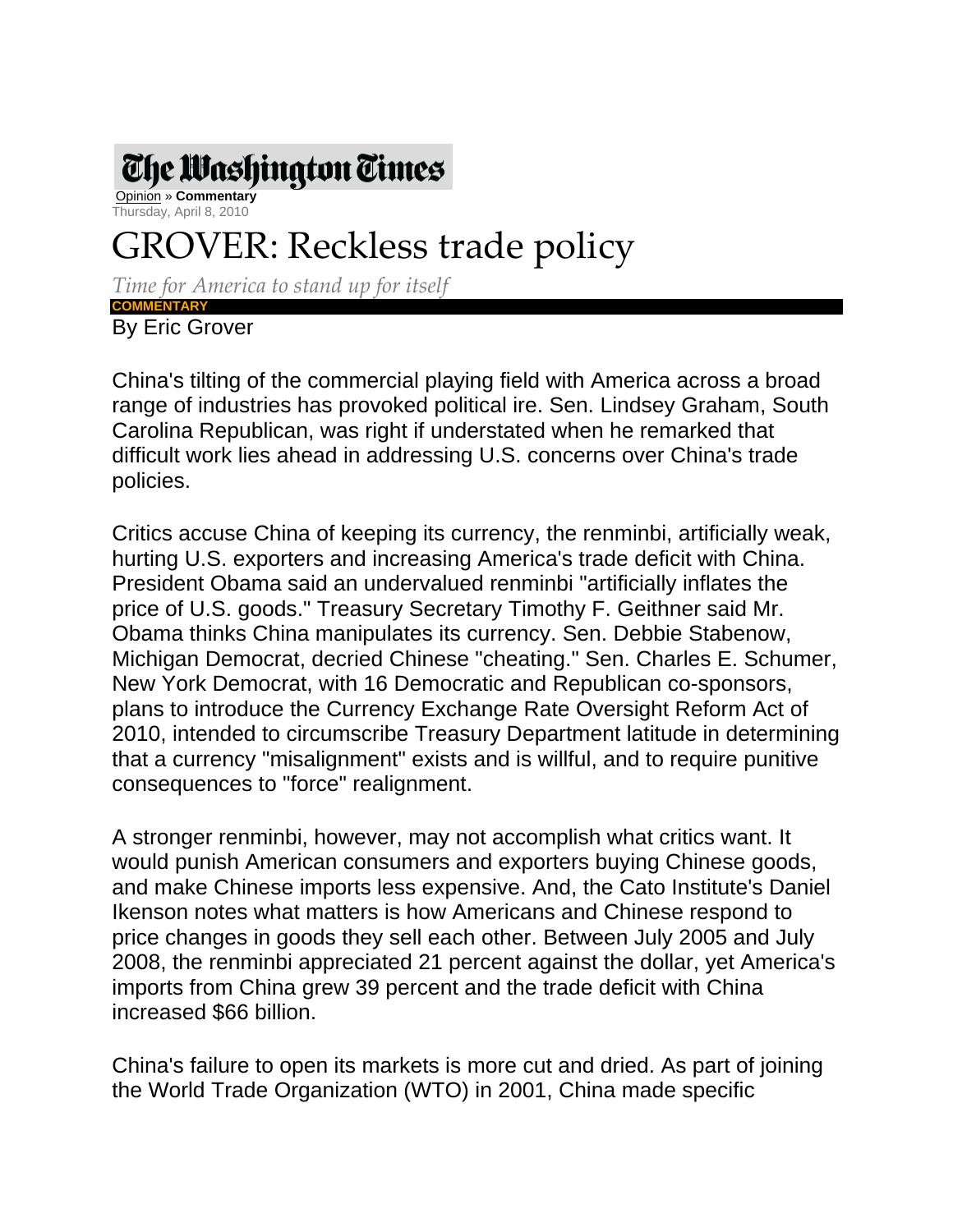**The Washington Times**

Opinion » **Commentary**

Thursday, April 8, 2010

# GROVER: Reckless trade policy

*Time for America to stand up for itself*

**COMMENTARY**

By Eric Grover

China's tilting of the commercial playing field with America across a broad range of industries has provoked political ire. Sen. Lindsey Graham, South Carolina Republican, was right if understated when he remarked that difficult work lies ahead in addressing U.S. concerns over China's trade policies.

Critics accuse China of keeping its currency, the renminbi, artificially weak, hurting U.S. exporters and increasing America's trade deficit with China. President Obama said an undervalued renminbi "artificially inflates the price of U.S. goods." Treasury Secretary Timothy F. Geithner said Mr. Obama thinks China manipulates its currency. Sen. Debbie Stabenow, Michigan Democrat, decried Chinese "cheating." Sen. Charles E. Schumer, New York Democrat, with 16 Democratic and Republican co-sponsors, plans to introduce the Currency Exchange Rate Oversight Reform Act of 2010, intended to circumscribe Treasury Department latitude in determining that a currency "misalignment" exists and is willful, and to require punitive consequences to "force" realignment.

A stronger renminbi, however, may not accomplish what critics want. It would punish American consumers and exporters buying Chinese goods, and make Chinese imports less expensive. And, the Cato Institute's Daniel Ikenson notes what matters is how Americans and Chinese respond to price changes in goods they sell each other. Between July 2005 and July 2008, the renminbi appreciated 21 percent against the dollar, yet America's imports from China grew 39 percent and the trade deficit with China increased $66 billion.

China's failure to open its markets is more cut and dried. As part of joining the World Trade Organization (WTO) in 2001, China made specific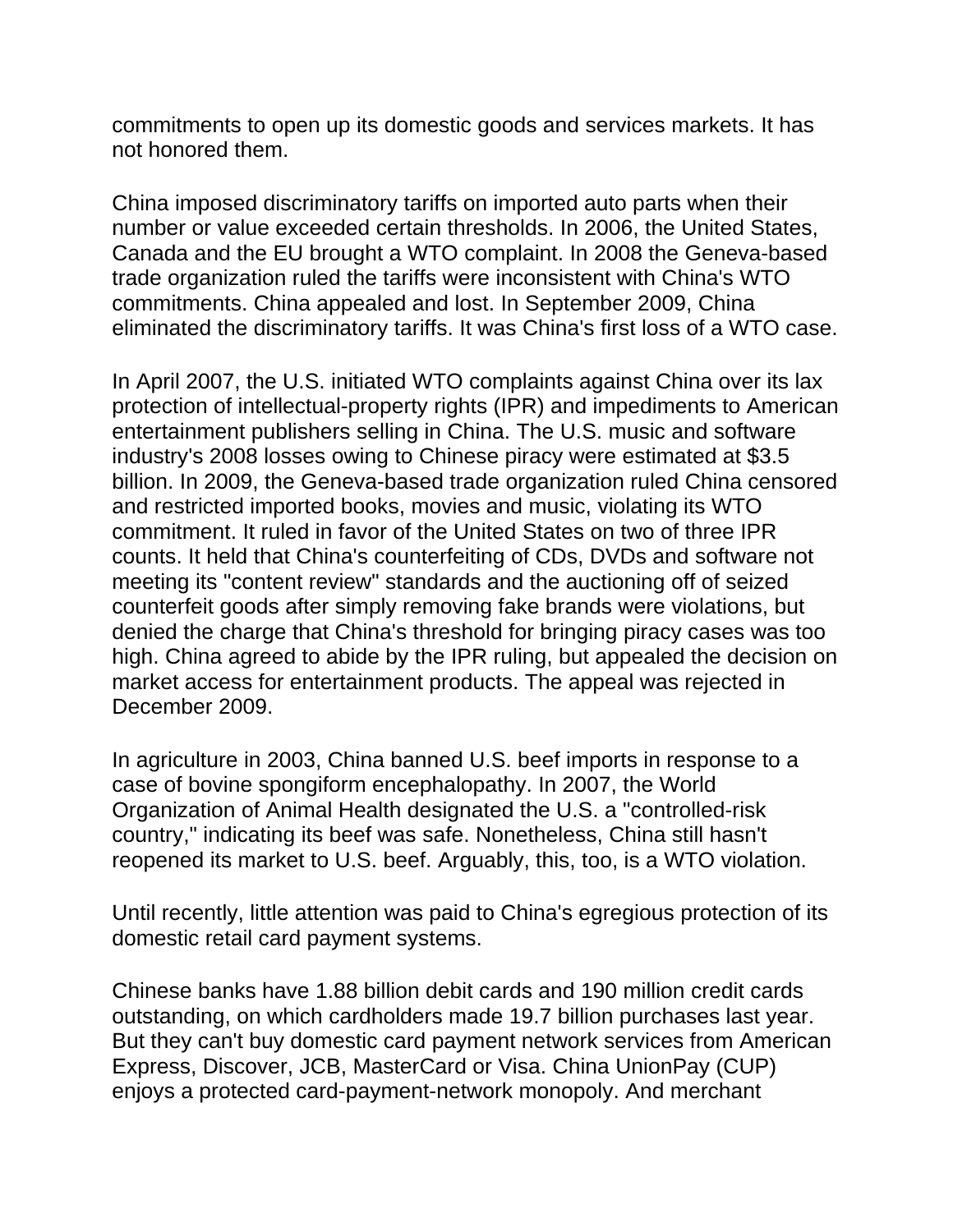commitments to open up its domestic goods and services markets. It has not honored them.

China imposed discriminatory tariffs on imported auto parts when their number or value exceeded certain thresholds. In 2006, the United States, Canada and the EU brought a WTO complaint. In 2008 the Geneva-based trade organization ruled the tariffs were inconsistent with China's WTO commitments. China appealed and lost. In September 2009, China eliminated the discriminatory tariffs. It was China's first loss of a WTO case.

In April 2007, the U.S. initiated WTO complaints against China over its lax protection of intellectual-property rights (IPR) and impediments to American entertainment publishers selling in China. The U.S. music and software industry's 2008 losses owing to Chinese piracy were estimated at $3.5 billion. In 2009, the Geneva-based trade organization ruled China censored and restricted imported books, movies and music, violating its WTO commitment. It ruled in favor of the United States on two of three IPR counts. It held that China's counterfeiting of CDs, DVDs and software not meeting its "content review" standards and the auctioning off of seized counterfeit goods after simply removing fake brands were violations, but denied the charge that China's threshold for bringing piracy cases was too high. China agreed to abide by the IPR ruling, but appealed the decision on market access for entertainment products. The appeal was rejected in December 2009.

In agriculture in 2003, China banned U.S. beef imports in response to a case of bovine spongiform encephalopathy. In 2007, the World Organization of Animal Health designated the U.S. a "controlled-risk country," indicating its beef was safe. Nonetheless, China still hasn't reopened its market to U.S. beef. Arguably, this, too, is a WTO violation.

Until recently, little attention was paid to China's egregious protection of its domestic retail card payment systems.

Chinese banks have 1.88 billion debit cards and 190 million credit cards outstanding, on which cardholders made 19.7 billion purchases last year. But they can't buy domestic card payment network services from American Express, Discover, JCB, MasterCard or Visa. China UnionPay (CUP) enjoys a protected card-payment-network monopoly. And merchant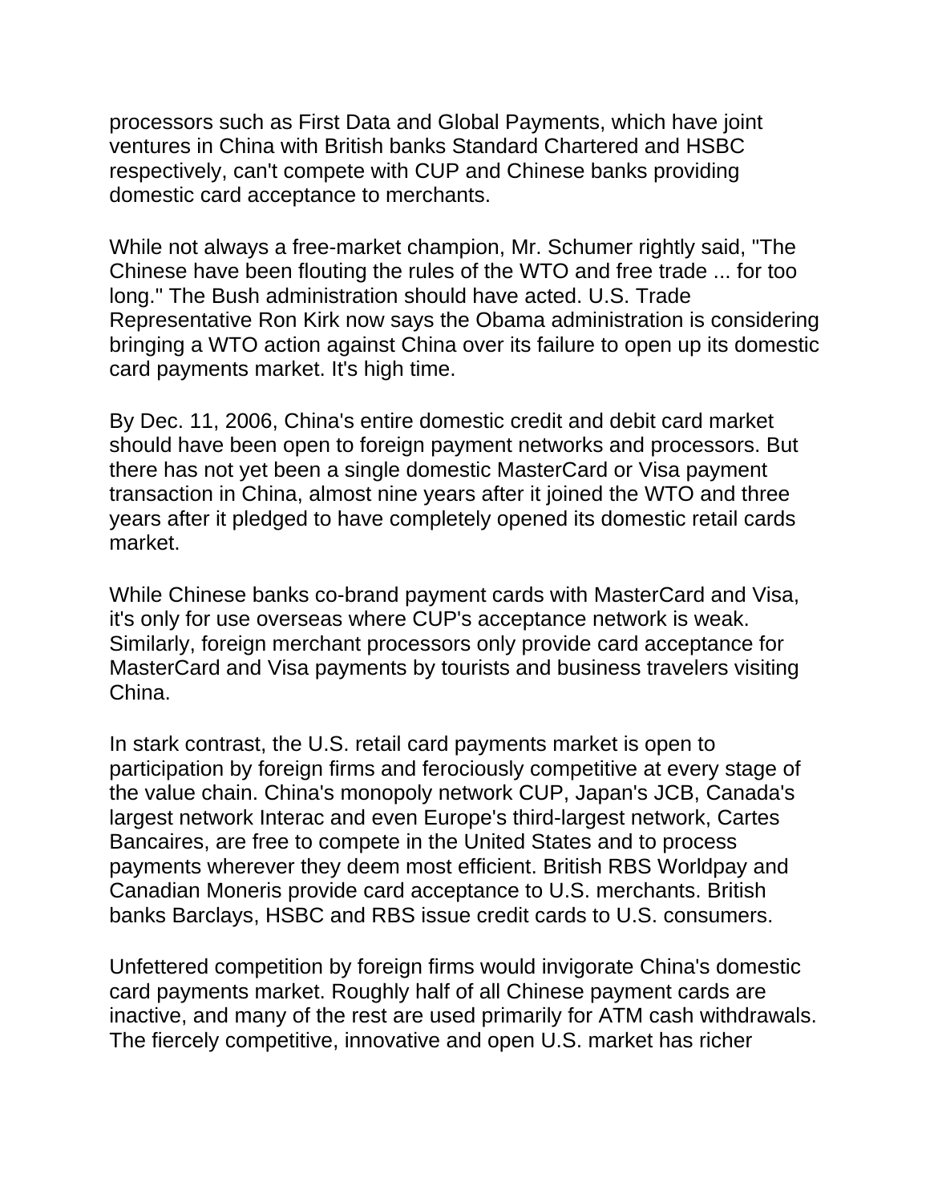processors such as First Data and Global Payments, which have joint ventures in China with British banks Standard Chartered and HSBC respectively, can't compete with CUP and Chinese banks providing domestic card acceptance to merchants.

While not always a free-market champion, Mr. Schumer rightly said, "The Chinese have been flouting the rules of the WTO and free trade ... for too long." The Bush administration should have acted. U.S. Trade Representative Ron Kirk now says the Obama administration is considering bringing a WTO action against China over its failure to open up its domestic card payments market. It's high time.

By Dec. 11, 2006, China's entire domestic credit and debit card market should have been open to foreign payment networks and processors. But there has not yet been a single domestic MasterCard or Visa payment transaction in China, almost nine years after it joined the WTO and three years after it pledged to have completely opened its domestic retail cards market.

While Chinese banks co-brand payment cards with MasterCard and Visa, it's only for use overseas where CUP's acceptance network is weak. Similarly, foreign merchant processors only provide card acceptance for MasterCard and Visa payments by tourists and business travelers visiting China.

In stark contrast, the U.S. retail card payments market is open to participation by foreign firms and ferociously competitive at every stage of the value chain. China's monopoly network CUP, Japan's JCB, Canada's largest network Interac and even Europe's third-largest network, Cartes Bancaires, are free to compete in the United States and to process payments wherever they deem most efficient. British RBS Worldpay and Canadian Moneris provide card acceptance to U.S. merchants. British banks Barclays, HSBC and RBS issue credit cards to U.S. consumers.

Unfettered competition by foreign firms would invigorate China's domestic card payments market. Roughly half of all Chinese payment cards are inactive, and many of the rest are used primarily for ATM cash withdrawals. The fiercely competitive, innovative and open U.S. market has richer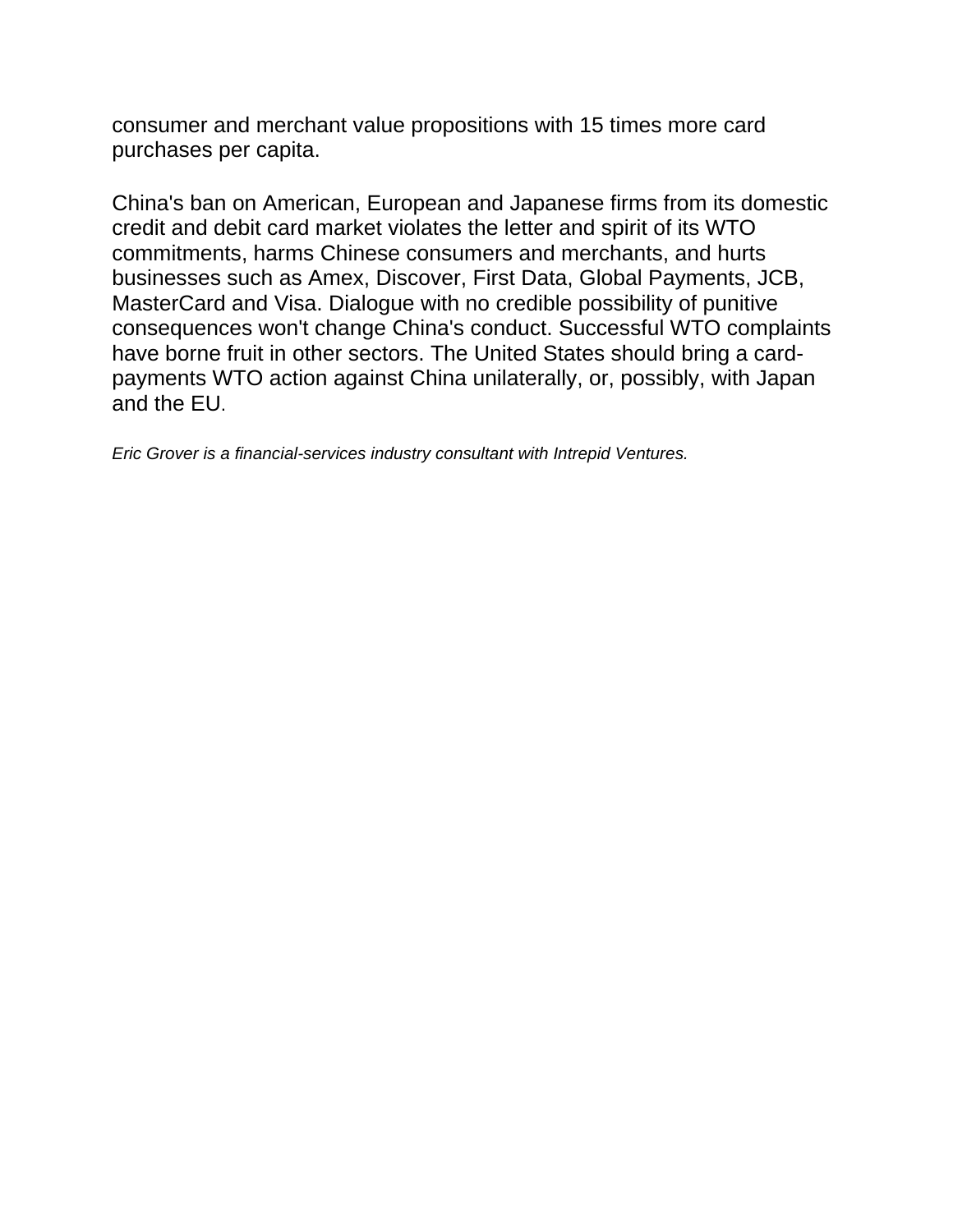consumer and merchant value propositions with 15 times more card purchases per capita.

China's ban on American, European and Japanese firms from its domestic credit and debit card market violates the letter and spirit of its WTO commitments, harms Chinese consumers and merchants, and hurts businesses such as Amex, Discover, First Data, Global Payments, JCB, MasterCard and Visa. Dialogue with no credible possibility of punitive consequences won't change China's conduct. Successful WTO complaints have borne fruit in other sectors. The United States should bring a card-payments WTO action against China unilaterally, or, possibly, with Japan and the EU.

*Eric Grover is a financial-services industry consultant with Intrepid Ventures.*